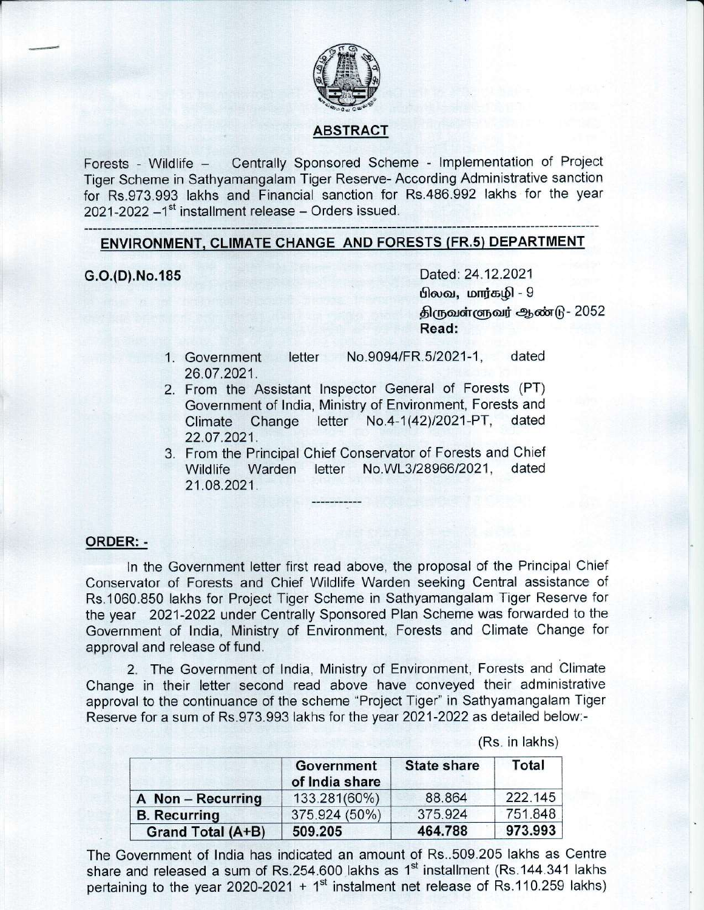## ABSTRACT

Forests - Wildlife – Centrally Sponsored Scheme - Implementation of Project Tiger Scheme in Sathyamangalam Tiger Reserve- According Administrative sanction for Rs.973.993 lakhs and Financial sanction for Rs.486.992 lakhs for the year 2021-2022 –1st installment release – Orders issued.

---

## ENVIRONMENT, CLIMATE CHANGE AND FORESTS (FR.5) DEPARTMENT

**G.O.(D).No.185**

Dated: 24.12.2021
பிலவ, மார்கழி - 9
திருவள்ளுவர் ஆண்டு- 2052

**Read:**

1. Government letter No.9094/FR.5/2021-1, dated 26.07.2021.
2. From the Assistant Inspector General of Forests (PT) Government of India, Ministry of Environment, Forests and Climate Change letter No.4-1(42)/2021-PT, dated 22.07.2021.
3. From the Principal Chief Conservator of Forests and Chief Wildlife Warden letter No.WL3/28966/2021, dated 21.08.2021.

-----------

## ORDER: -

In the Government letter first read above, the proposal of the Principal Chief Conservator of Forests and Chief Wildlife Warden seeking Central assistance of Rs.1060.850 lakhs for Project Tiger Scheme in Sathyamangalam Tiger Reserve for the year 2021-2022 under Centrally Sponsored Plan Scheme was forwarded to the Government of India, Ministry of Environment, Forests and Climate Change for approval and release of fund.

2. The Government of India, Ministry of Environment, Forests and Climate Change in their letter second read above have conveyed their administrative approval to the continuance of the scheme "Project Tiger" in Sathyamangalam Tiger Reserve for a sum of Rs.973.993 lakhs for the year 2021-2022 as detailed below:-

(Rs. in lakhs)

| | Government of India share | State share | Total |
|---|---|---|---|
| **A Non – Recurring** | 133.281(60%) | 88.864 | 222.145 |
| **B. Recurring** | 375.924 (50%) | 375.924 | 751.848 |
| **Grand Total (A+B)** | **509.205** | **464.788** | **973.993** |

The Government of India has indicated an amount of Rs..509.205 lakhs as Centre share and released a sum of Rs.254.600 lakhs as 1st installment (Rs.144.341 lakhs pertaining to the year 2020-2021 + 1st instalment net release of Rs.110.259 lakhs)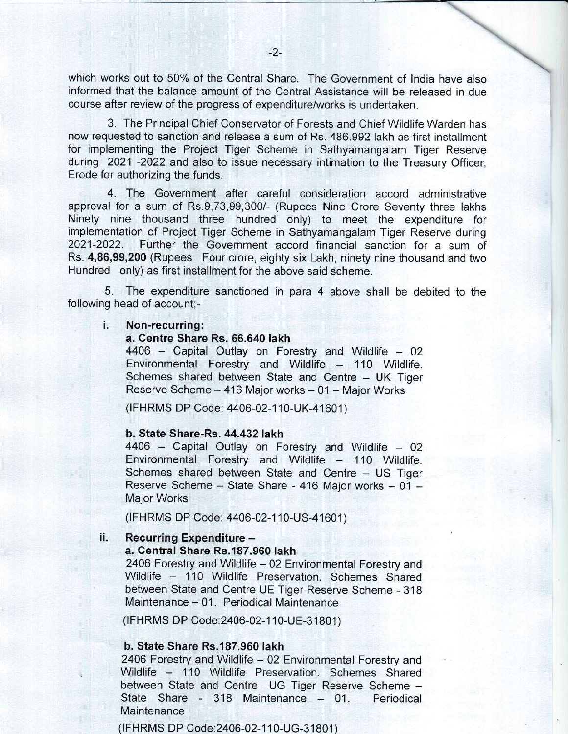which works out to 50% of the Central Share. The Government of India have also informed that the balance amount of the Central Assistance will be released in due course after review of the progress of expenditure/works is undertaken.

3. The Principal Chief Conservator of Forests and Chief Wildlife Warden has now requested to sanction and release a sum of Rs. 486.992 lakh as first installment for implementing the Project Tiger Scheme in Sathyamangalam Tiger Reserve during 2021 -2022 and also to issue necessary intimation to the Treasury Officer, Erode for authorizing the funds.

4. The Government after careful consideration accord administrative approval for a sum of Rs.9,73,99,300/- (Rupees Nine Crore Seventy three lakhs Ninety nine thousand three hundred only) to meet the expenditure for implementation of Project Tiger Scheme in Sathyamangalam Tiger Reserve during 2021-2022. Further the Government accord financial sanction for a sum of Rs. **4,86,99,200** (Rupees Four crore, eighty six Lakh, ninety nine thousand and two Hundred only) as first installment for the above said scheme.

5. The expenditure sanctioned in para 4 above shall be debited to the following head of account;-

**i. Non-recurring:**

**a. Centre Share Rs. 66.640 lakh**

4406 – Capital Outlay on Forestry and Wildlife – 02 Environmental Forestry and Wildlife – 110 Wildlife. Schemes shared between State and Centre – UK Tiger Reserve Scheme – 416 Major works – 01 – Major Works

(IFHRMS DP Code: 4406-02-110-UK-41601)

**b. State Share-Rs. 44.432 lakh**

4406 – Capital Outlay on Forestry and Wildlife – 02 Environmental Forestry and Wildlife – 110 Wildlife. Schemes shared between State and Centre – US Tiger Reserve Scheme – State Share - 416 Major works – 01 – Major Works

(IFHRMS DP Code: 4406-02-110-US-41601)

**ii. Recurring Expenditure –**

**a. Central Share Rs.187.960 lakh**

2406 Forestry and Wildlife – 02 Environmental Forestry and Wildlife – 110 Wildlife Preservation. Schemes Shared between State and Centre UE Tiger Reserve Scheme - 318 Maintenance – 01. Periodical Maintenance

(IFHRMS DP Code:2406-02-110-UE-31801)

**b. State Share Rs.187.960 lakh**

2406 Forestry and Wildlife – 02 Environmental Forestry and Wildlife – 110 Wildlife Preservation. Schemes Shared between State and Centre UG Tiger Reserve Scheme – State Share - 318 Maintenance – 01. Periodical Maintenance

(IFHRMS DP Code:2406-02-110-UG-31801)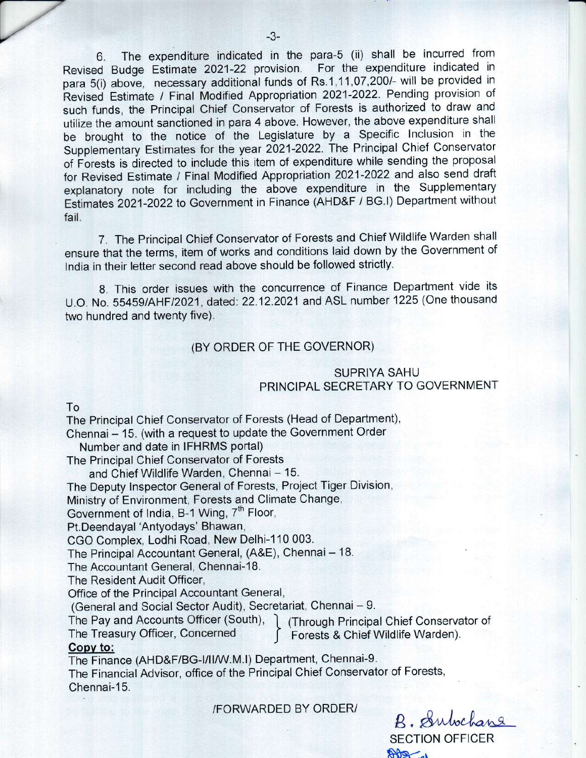6. The expenditure indicated in the para-5 (ii) shall be incurred from Revised Budge Estimate 2021-22 provision. For the expenditure indicated in para 5(i) above, necessary additional funds of Rs.1,11,07,200/- will be provided in Revised Estimate / Final Modified Appropriation 2021-2022. Pending provision of such funds, the Principal Chief Conservator of Forests is authorized to draw and utilize the amount sanctioned in para 4 above. However, the above expenditure shall be brought to the notice of the Legislature by a Specific Inclusion in the Supplementary Estimates for the year 2021-2022. The Principal Chief Conservator of Forests is directed to include this item of expenditure while sending the proposal for Revised Estimate / Final Modified Appropriation 2021-2022 and also send draft explanatory note for including the above expenditure in the Supplementary Estimates 2021-2022 to Government in Finance (AHD&F / BG.I) Department without fail.

7. The Principal Chief Conservator of Forests and Chief Wildlife Warden shall ensure that the terms, item of works and conditions laid down by the Government of India in their letter second read above should be followed strictly.

8. This order issues with the concurrence of Finance Department vide its U.O. No. 55459/AHF/2021, dated: 22.12.2021 and ASL number 1225 (One thousand two hundred and twenty five).

(BY ORDER OF THE GOVERNOR)

SUPRIYA SAHU
PRINCIPAL SECRETARY TO GOVERNMENT

To

The Principal Chief Conservator of Forests (Head of Department), Chennai – 15. (with a request to update the Government Order Number and date in IFHRMS portal)

The Principal Chief Conservator of Forests and Chief Wildlife Warden, Chennai – 15.

The Deputy Inspector General of Forests, Project Tiger Division, Ministry of Environment, Forests and Climate Change, Government of India, B-1 Wing, 7th Floor, Pt.Deendayal 'Antyodays' Bhawan, CGO Complex, Lodhi Road, New Delhi-110 003.

The Principal Accountant General, (A&E), Chennai – 18.

The Accountant General, Chennai-18.

The Resident Audit Officer, Office of the Principal Accountant General, (General and Social Sector Audit), Secretariat, Chennai – 9.

The Pay and Accounts Officer (South), The Treasury Officer, Concerned } (Through Principal Chief Conservator of Forests & Chief Wildlife Warden).

**Copy to:**

The Finance (AHD&F/BG-I/II/W.M.I) Department, Chennai-9.

The Financial Advisor, office of the Principal Chief Conservator of Forests, Chennai-15.

/FORWARDED BY ORDER/

B. Sulochana
SECTION OFFICER